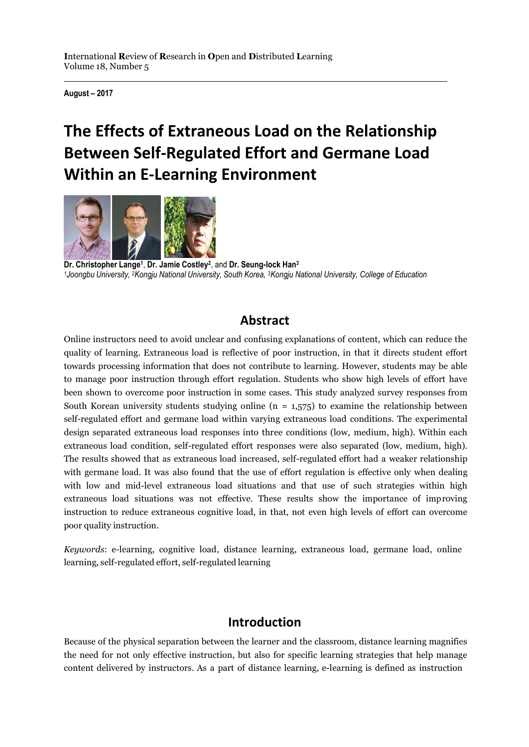**I**nternational **R**eview of **R**esearch in **O**pen and **D**istributed **L**earning
Volume 18, Number 5

**August – 2017**

# The Effects of Extraneous Load on the Relationship Between Self-Regulated Effort and Germane Load Within an E-Learning Environment

**Dr. Christopher Lange**[1], **Dr. Jamie Costley**[2], and **Dr. Seung-lock Han**[3]
*[1]Joongbu University, [2]Kongju National University, South Korea, [3]Kongju National University, College of Education*

## Abstract

Online instructors need to avoid unclear and confusing explanations of content, which can reduce the quality of learning. Extraneous load is reflective of poor instruction, in that it directs student effort towards processing information that does not contribute to learning. However, students may be able to manage poor instruction through effort regulation. Students who show high levels of effort have been shown to overcome poor instruction in some cases. This study analyzed survey responses from South Korean university students studying online (n = 1,575) to examine the relationship between self-regulated effort and germane load within varying extraneous load conditions. The experimental design separated extraneous load responses into three conditions (low, medium, high). Within each extraneous load condition, self-regulated effort responses were also separated (low, medium, high). The results showed that as extraneous load increased, self-regulated effort had a weaker relationship with germane load. It was also found that the use of effort regulation is effective only when dealing with low and mid-level extraneous load situations and that use of such strategies within high extraneous load situations was not effective. These results show the importance of improving instruction to reduce extraneous cognitive load, in that, not even high levels of effort can overcome poor quality instruction.

*Keywords*: e-learning, cognitive load, distance learning, extraneous load, germane load, online learning, self-regulated effort, self-regulated learning

## Introduction

Because of the physical separation between the learner and the classroom, distance learning magnifies the need for not only effective instruction, but also for specific learning strategies that help manage content delivered by instructors. As a part of distance learning, e-learning is defined as instruction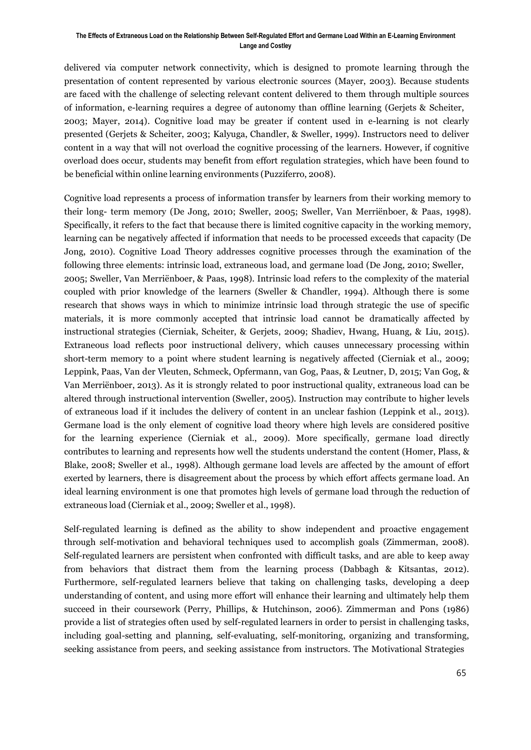delivered via computer network connectivity, which is designed to promote learning through the presentation of content represented by various electronic sources (Mayer, 2003). Because students are faced with the challenge of selecting relevant content delivered to them through multiple sources of information, e-learning requires a degree of autonomy than offline learning (Gerjets & Scheiter, 2003; Mayer, 2014). Cognitive load may be greater if content used in e-learning is not clearly presented (Gerjets & Scheiter, 2003; Kalyuga, Chandler, & Sweller, 1999). Instructors need to deliver content in a way that will not overload the cognitive processing of the learners. However, if cognitive overload does occur, students may benefit from effort regulation strategies, which have been found to be beneficial within online learning environments (Puzziferro, 2008).

Cognitive load represents a process of information transfer by learners from their working memory to their long- term memory (De Jong, 2010; Sweller, 2005; Sweller, Van Merriënboer, & Paas, 1998). Specifically, it refers to the fact that because there is limited cognitive capacity in the working memory, learning can be negatively affected if information that needs to be processed exceeds that capacity (De Jong, 2010). Cognitive Load Theory addresses cognitive processes through the examination of the following three elements: intrinsic load, extraneous load, and germane load (De Jong, 2010; Sweller, 2005; Sweller, Van Merriënboer, & Paas, 1998). Intrinsic load refers to the complexity of the material coupled with prior knowledge of the learners (Sweller & Chandler, 1994). Although there is some research that shows ways in which to minimize intrinsic load through strategic the use of specific materials, it is more commonly accepted that intrinsic load cannot be dramatically affected by instructional strategies (Cierniak, Scheiter, & Gerjets, 2009; Shadiev, Hwang, Huang, & Liu, 2015). Extraneous load reflects poor instructional delivery, which causes unnecessary processing within short-term memory to a point where student learning is negatively affected (Cierniak et al., 2009; Leppink, Paas, Van der Vleuten, Schmeck, Opfermann, van Gog, Paas, & Leutner, D, 2015; Van Gog, & Van Merriënboer, 2013). As it is strongly related to poor instructional quality, extraneous load can be altered through instructional intervention (Sweller, 2005). Instruction may contribute to higher levels of extraneous load if it includes the delivery of content in an unclear fashion (Leppink et al., 2013). Germane load is the only element of cognitive load theory where high levels are considered positive for the learning experience (Cierniak et al., 2009). More specifically, germane load directly contributes to learning and represents how well the students understand the content (Homer, Plass, & Blake, 2008; Sweller et al., 1998). Although germane load levels are affected by the amount of effort exerted by learners, there is disagreement about the process by which effort affects germane load. An ideal learning environment is one that promotes high levels of germane load through the reduction of extraneous load (Cierniak et al., 2009; Sweller et al., 1998).

Self-regulated learning is defined as the ability to show independent and proactive engagement through self-motivation and behavioral techniques used to accomplish goals (Zimmerman, 2008). Self-regulated learners are persistent when confronted with difficult tasks, and are able to keep away from behaviors that distract them from the learning process (Dabbagh & Kitsantas, 2012). Furthermore, self-regulated learners believe that taking on challenging tasks, developing a deep understanding of content, and using more effort will enhance their learning and ultimately help them succeed in their coursework (Perry, Phillips, & Hutchinson, 2006). Zimmerman and Pons (1986) provide a list of strategies often used by self-regulated learners in order to persist in challenging tasks, including goal-setting and planning, self-evaluating, self-monitoring, organizing and transforming, seeking assistance from peers, and seeking assistance from instructors. The Motivational Strategies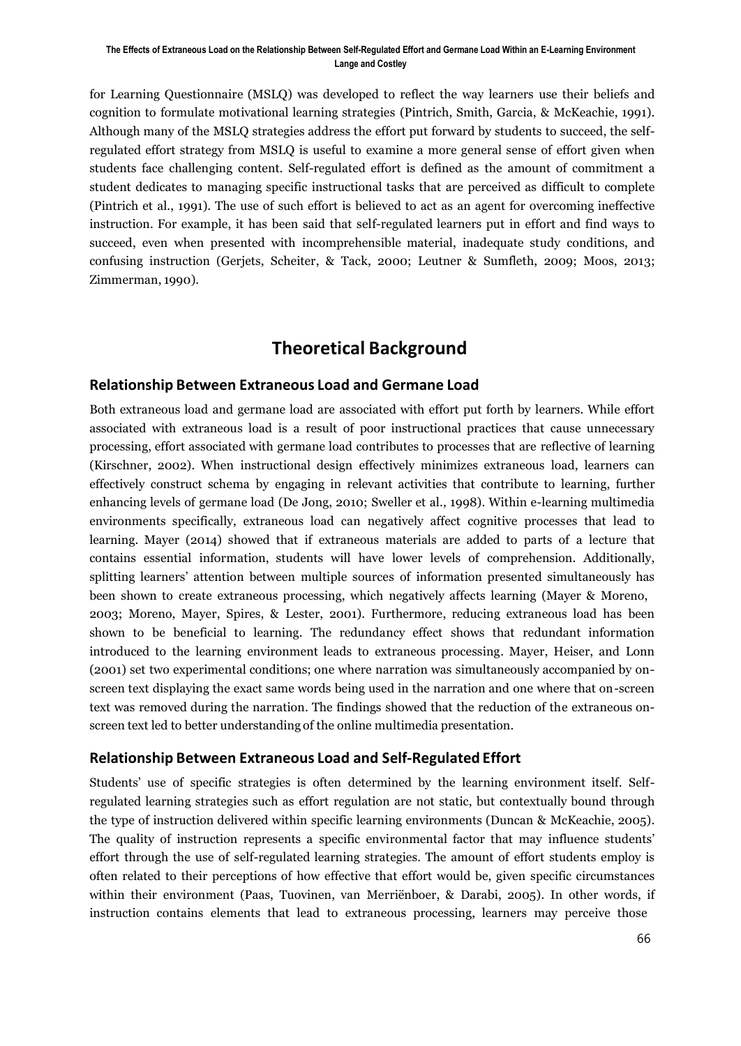for Learning Questionnaire (MSLQ) was developed to reflect the way learners use their beliefs and cognition to formulate motivational learning strategies (Pintrich, Smith, Garcia, & McKeachie, 1991). Although many of the MSLQ strategies address the effort put forward by students to succeed, the self-regulated effort strategy from MSLQ is useful to examine a more general sense of effort given when students face challenging content. Self-regulated effort is defined as the amount of commitment a student dedicates to managing specific instructional tasks that are perceived as difficult to complete (Pintrich et al., 1991). The use of such effort is believed to act as an agent for overcoming ineffective instruction. For example, it has been said that self-regulated learners put in effort and find ways to succeed, even when presented with incomprehensible material, inadequate study conditions, and confusing instruction (Gerjets, Scheiter, & Tack, 2000; Leutner & Sumfleth, 2009; Moos, 2013; Zimmerman, 1990).

# Theoretical Background

## Relationship Between Extraneous Load and Germane Load

Both extraneous load and germane load are associated with effort put forth by learners. While effort associated with extraneous load is a result of poor instructional practices that cause unnecessary processing, effort associated with germane load contributes to processes that are reflective of learning (Kirschner, 2002). When instructional design effectively minimizes extraneous load, learners can effectively construct schema by engaging in relevant activities that contribute to learning, further enhancing levels of germane load (De Jong, 2010; Sweller et al., 1998). Within e-learning multimedia environments specifically, extraneous load can negatively affect cognitive processes that lead to learning. Mayer (2014) showed that if extraneous materials are added to parts of a lecture that contains essential information, students will have lower levels of comprehension. Additionally, splitting learners' attention between multiple sources of information presented simultaneously has been shown to create extraneous processing, which negatively affects learning (Mayer & Moreno, 2003; Moreno, Mayer, Spires, & Lester, 2001). Furthermore, reducing extraneous load has been shown to be beneficial to learning. The redundancy effect shows that redundant information introduced to the learning environment leads to extraneous processing. Mayer, Heiser, and Lonn (2001) set two experimental conditions; one where narration was simultaneously accompanied by on-screen text displaying the exact same words being used in the narration and one where that on-screen text was removed during the narration. The findings showed that the reduction of the extraneous on-screen text led to better understanding of the online multimedia presentation.

## Relationship Between Extraneous Load and Self-Regulated Effort

Students' use of specific strategies is often determined by the learning environment itself. Self-regulated learning strategies such as effort regulation are not static, but contextually bound through the type of instruction delivered within specific learning environments (Duncan & McKeachie, 2005). The quality of instruction represents a specific environmental factor that may influence students' effort through the use of self-regulated learning strategies. The amount of effort students employ is often related to their perceptions of how effective that effort would be, given specific circumstances within their environment (Paas, Tuovinen, van Merriënboer, & Darabi, 2005). In other words, if instruction contains elements that lead to extraneous processing, learners may perceive those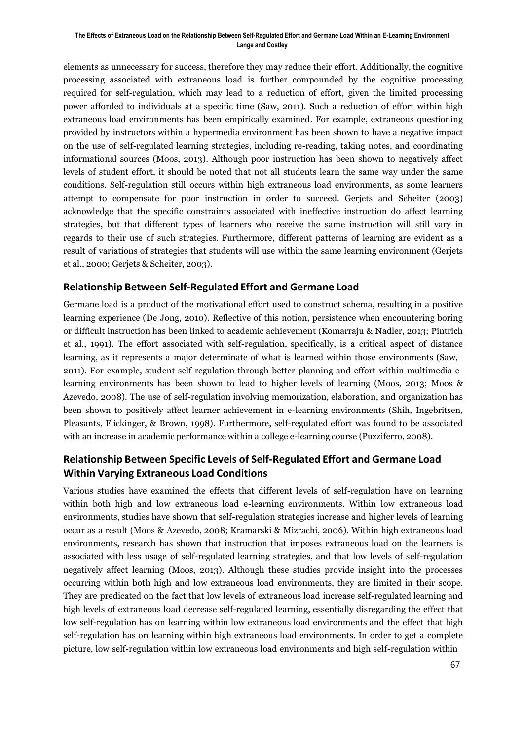elements as unnecessary for success, therefore they may reduce their effort. Additionally, the cognitive processing associated with extraneous load is further compounded by the cognitive processing required for self-regulation, which may lead to a reduction of effort, given the limited processing power afforded to individuals at a specific time (Saw, 2011). Such a reduction of effort within high extraneous load environments has been empirically examined. For example, extraneous questioning provided by instructors within a hypermedia environment has been shown to have a negative impact on the use of self-regulated learning strategies, including re-reading, taking notes, and coordinating informational sources (Moos, 2013). Although poor instruction has been shown to negatively affect levels of student effort, it should be noted that not all students learn the same way under the same conditions. Self-regulation still occurs within high extraneous load environments, as some learners attempt to compensate for poor instruction in order to succeed. Gerjets and Scheiter (2003) acknowledge that the specific constraints associated with ineffective instruction do affect learning strategies, but that different types of learners who receive the same instruction will still vary in regards to their use of such strategies. Furthermore, different patterns of learning are evident as a result of variations of strategies that students will use within the same learning environment (Gerjets et al., 2000; Gerjets & Scheiter, 2003).

## Relationship Between Self-Regulated Effort and Germane Load

Germane load is a product of the motivational effort used to construct schema, resulting in a positive learning experience (De Jong, 2010). Reflective of this notion, persistence when encountering boring or difficult instruction has been linked to academic achievement (Komarraju & Nadler, 2013; Pintrich et al., 1991). The effort associated with self-regulation, specifically, is a critical aspect of distance learning, as it represents a major determinate of what is learned within those environments (Saw, 2011). For example, student self-regulation through better planning and effort within multimedia e-learning environments has been shown to lead to higher levels of learning (Moos, 2013; Moos & Azevedo, 2008). The use of self-regulation involving memorization, elaboration, and organization has been shown to positively affect learner achievement in e-learning environments (Shih, Ingebritsen, Pleasants, Flickinger, & Brown, 1998). Furthermore, self-regulated effort was found to be associated with an increase in academic performance within a college e-learning course (Puzziferro, 2008).

## Relationship Between Specific Levels of Self-Regulated Effort and Germane Load Within Varying Extraneous Load Conditions

Various studies have examined the effects that different levels of self-regulation have on learning within both high and low extraneous load e-learning environments. Within low extraneous load environments, studies have shown that self-regulation strategies increase and higher levels of learning occur as a result (Moos & Azevedo, 2008; Kramarski & Mizrachi, 2006). Within high extraneous load environments, research has shown that instruction that imposes extraneous load on the learners is associated with less usage of self-regulated learning strategies, and that low levels of self-regulation negatively affect learning (Moos, 2013). Although these studies provide insight into the processes occurring within both high and low extraneous load environments, they are limited in their scope. They are predicated on the fact that low levels of extraneous load increase self-regulated learning and high levels of extraneous load decrease self-regulated learning, essentially disregarding the effect that low self-regulation has on learning within low extraneous load environments and the effect that high self-regulation has on learning within high extraneous load environments. In order to get a complete picture, low self-regulation within low extraneous load environments and high self-regulation within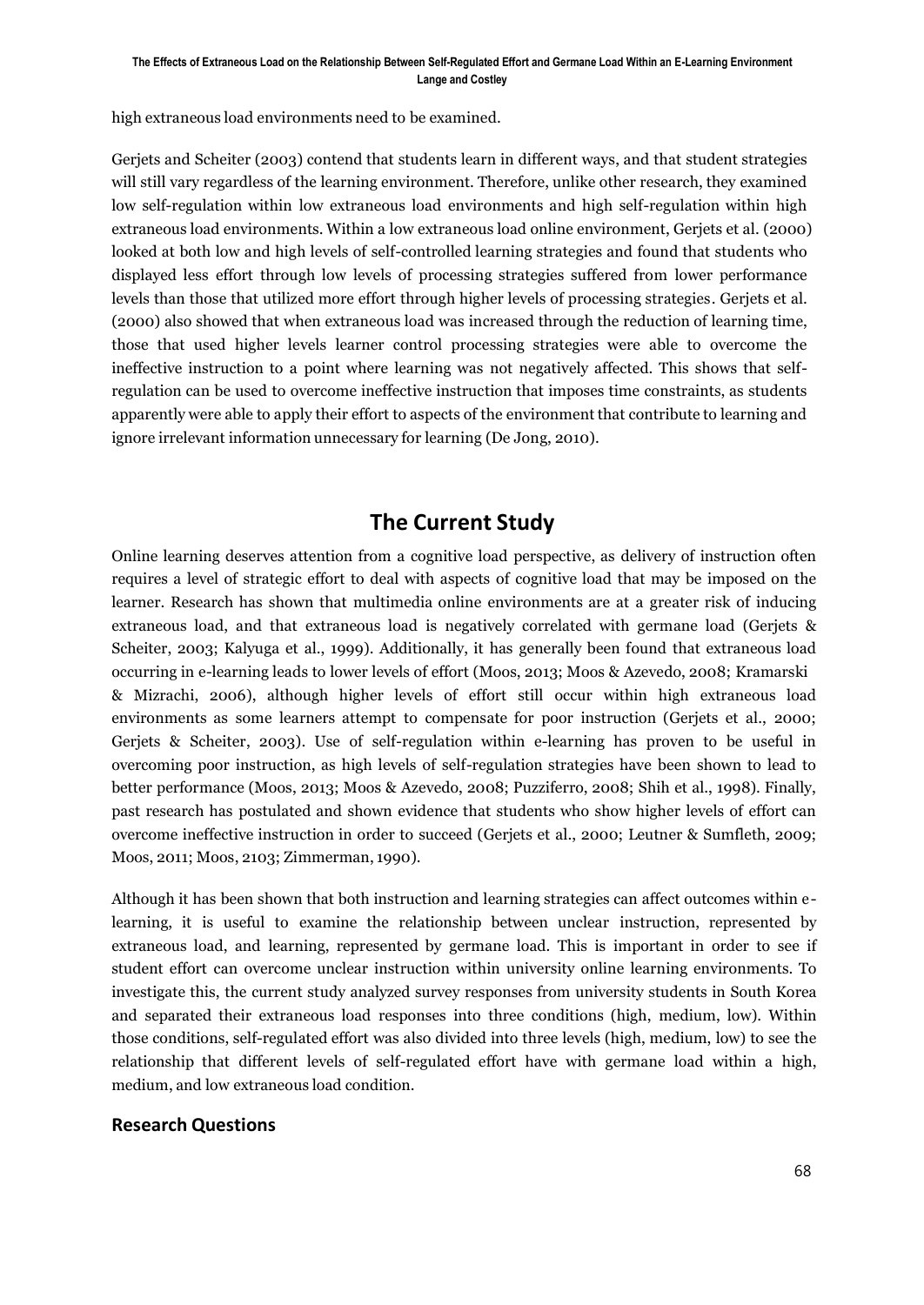high extraneous load environments need to be examined.

Gerjets and Scheiter (2003) contend that students learn in different ways, and that student strategies will still vary regardless of the learning environment. Therefore, unlike other research, they examined low self-regulation within low extraneous load environments and high self-regulation within high extraneous load environments. Within a low extraneous load online environment, Gerjets et al. (2000) looked at both low and high levels of self-controlled learning strategies and found that students who displayed less effort through low levels of processing strategies suffered from lower performance levels than those that utilized more effort through higher levels of processing strategies. Gerjets et al. (2000) also showed that when extraneous load was increased through the reduction of learning time, those that used higher levels learner control processing strategies were able to overcome the ineffective instruction to a point where learning was not negatively affected. This shows that self-regulation can be used to overcome ineffective instruction that imposes time constraints, as students apparently were able to apply their effort to aspects of the environment that contribute to learning and ignore irrelevant information unnecessary for learning (De Jong, 2010).

# The Current Study

Online learning deserves attention from a cognitive load perspective, as delivery of instruction often requires a level of strategic effort to deal with aspects of cognitive load that may be imposed on the learner. Research has shown that multimedia online environments are at a greater risk of inducing extraneous load, and that extraneous load is negatively correlated with germane load (Gerjets & Scheiter, 2003; Kalyuga et al., 1999). Additionally, it has generally been found that extraneous load occurring in e-learning leads to lower levels of effort (Moos, 2013; Moos & Azevedo, 2008; Kramarski & Mizrachi, 2006), although higher levels of effort still occur within high extraneous load environments as some learners attempt to compensate for poor instruction (Gerjets et al., 2000; Gerjets & Scheiter, 2003). Use of self-regulation within e-learning has proven to be useful in overcoming poor instruction, as high levels of self-regulation strategies have been shown to lead to better performance (Moos, 2013; Moos & Azevedo, 2008; Puzziferro, 2008; Shih et al., 1998). Finally, past research has postulated and shown evidence that students who show higher levels of effort can overcome ineffective instruction in order to succeed (Gerjets et al., 2000; Leutner & Sumfleth, 2009; Moos, 2011; Moos, 2103; Zimmerman, 1990).

Although it has been shown that both instruction and learning strategies can affect outcomes within e-learning, it is useful to examine the relationship between unclear instruction, represented by extraneous load, and learning, represented by germane load. This is important in order to see if student effort can overcome unclear instruction within university online learning environments. To investigate this, the current study analyzed survey responses from university students in South Korea and separated their extraneous load responses into three conditions (high, medium, low). Within those conditions, self-regulated effort was also divided into three levels (high, medium, low) to see the relationship that different levels of self-regulated effort have with germane load within a high, medium, and low extraneous load condition.

## Research Questions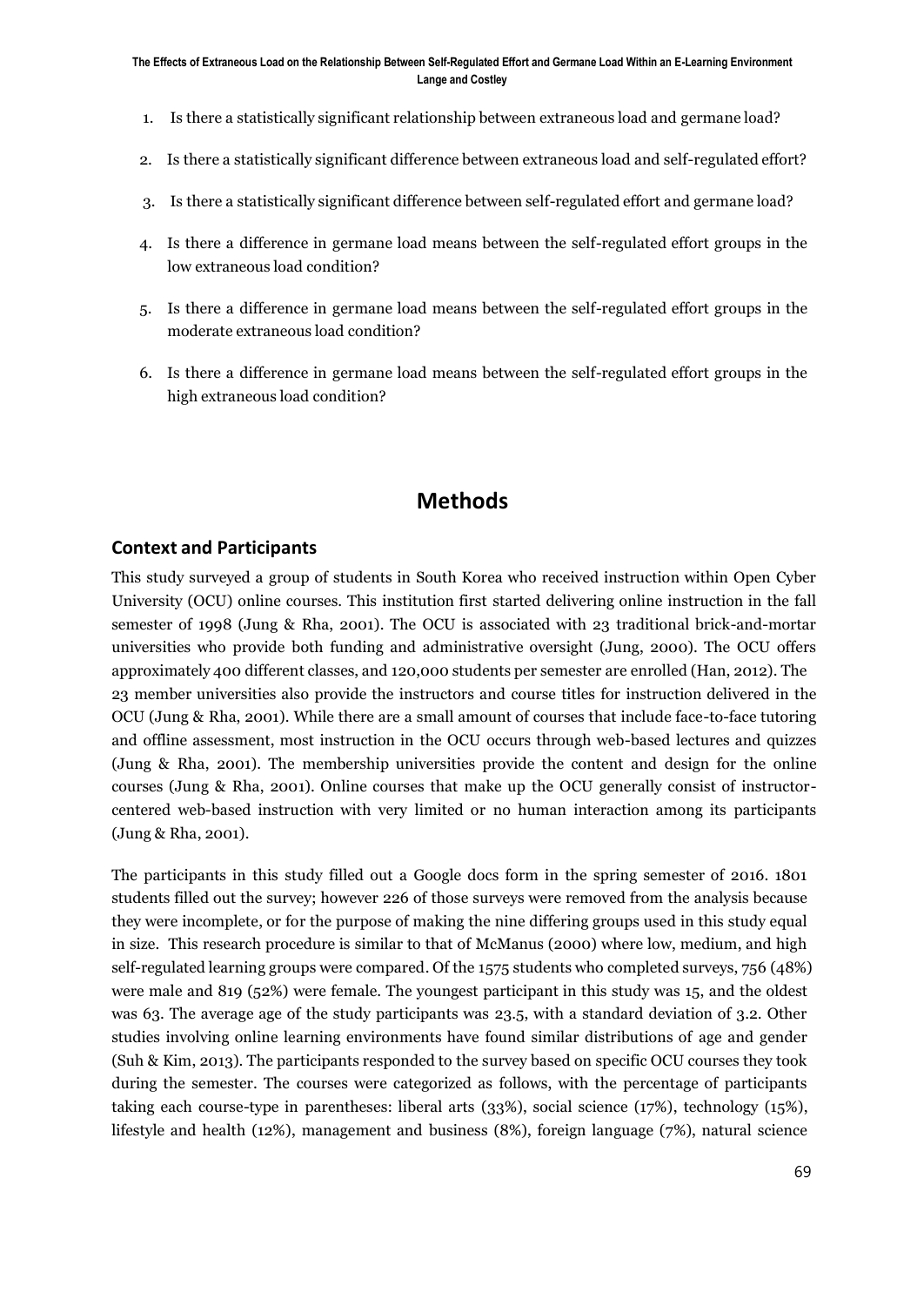1. Is there a statistically significant relationship between extraneous load and germane load?
2. Is there a statistically significant difference between extraneous load and self-regulated effort?
3. Is there a statistically significant difference between self-regulated effort and germane load?
4. Is there a difference in germane load means between the self-regulated effort groups in the low extraneous load condition?
5. Is there a difference in germane load means between the self-regulated effort groups in the moderate extraneous load condition?
6. Is there a difference in germane load means between the self-regulated effort groups in the high extraneous load condition?

# Methods

## Context and Participants

This study surveyed a group of students in South Korea who received instruction within Open Cyber University (OCU) online courses. This institution first started delivering online instruction in the fall semester of 1998 (Jung & Rha, 2001). The OCU is associated with 23 traditional brick-and-mortar universities who provide both funding and administrative oversight (Jung, 2000). The OCU offers approximately 400 different classes, and 120,000 students per semester are enrolled (Han, 2012). The 23 member universities also provide the instructors and course titles for instruction delivered in the OCU (Jung & Rha, 2001). While there are a small amount of courses that include face-to-face tutoring and offline assessment, most instruction in the OCU occurs through web-based lectures and quizzes (Jung & Rha, 2001). The membership universities provide the content and design for the online courses (Jung & Rha, 2001). Online courses that make up the OCU generally consist of instructor-centered web-based instruction with very limited or no human interaction among its participants (Jung & Rha, 2001).

The participants in this study filled out a Google docs form in the spring semester of 2016. 1801 students filled out the survey; however 226 of those surveys were removed from the analysis because they were incomplete, or for the purpose of making the nine differing groups used in this study equal in size. This research procedure is similar to that of McManus (2000) where low, medium, and high self-regulated learning groups were compared. Of the 1575 students who completed surveys, 756 (48%) were male and 819 (52%) were female. The youngest participant in this study was 15, and the oldest was 63. The average age of the study participants was 23.5, with a standard deviation of 3.2. Other studies involving online learning environments have found similar distributions of age and gender (Suh & Kim, 2013). The participants responded to the survey based on specific OCU courses they took during the semester. The courses were categorized as follows, with the percentage of participants taking each course-type in parentheses: liberal arts (33%), social science (17%), technology (15%), lifestyle and health (12%), management and business (8%), foreign language (7%), natural science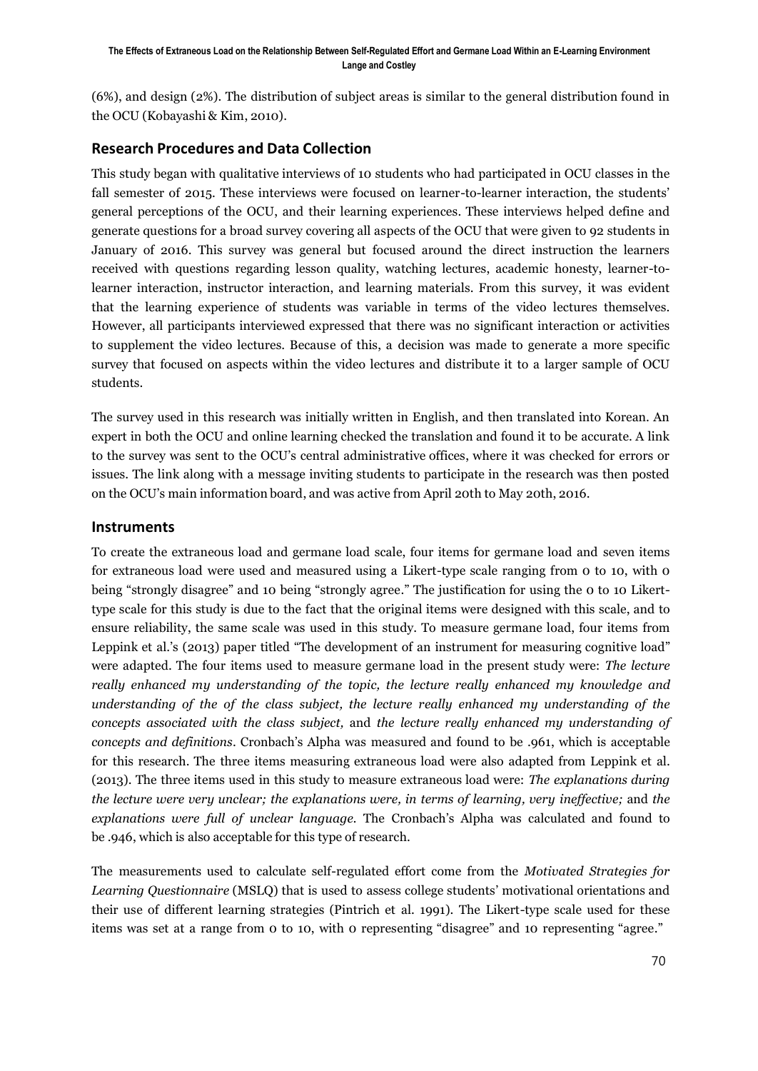(6%), and design (2%). The distribution of subject areas is similar to the general distribution found in the OCU (Kobayashi & Kim, 2010).

## Research Procedures and Data Collection

This study began with qualitative interviews of 10 students who had participated in OCU classes in the fall semester of 2015. These interviews were focused on learner-to-learner interaction, the students' general perceptions of the OCU, and their learning experiences. These interviews helped define and generate questions for a broad survey covering all aspects of the OCU that were given to 92 students in January of 2016. This survey was general but focused around the direct instruction the learners received with questions regarding lesson quality, watching lectures, academic honesty, learner-to-learner interaction, instructor interaction, and learning materials. From this survey, it was evident that the learning experience of students was variable in terms of the video lectures themselves. However, all participants interviewed expressed that there was no significant interaction or activities to supplement the video lectures. Because of this, a decision was made to generate a more specific survey that focused on aspects within the video lectures and distribute it to a larger sample of OCU students.

The survey used in this research was initially written in English, and then translated into Korean. An expert in both the OCU and online learning checked the translation and found it to be accurate. A link to the survey was sent to the OCU's central administrative offices, where it was checked for errors or issues. The link along with a message inviting students to participate in the research was then posted on the OCU's main information board, and was active from April 20th to May 20th, 2016.

## Instruments

To create the extraneous load and germane load scale, four items for germane load and seven items for extraneous load were used and measured using a Likert-type scale ranging from 0 to 10, with 0 being "strongly disagree" and 10 being "strongly agree." The justification for using the 0 to 10 Likert-type scale for this study is due to the fact that the original items were designed with this scale, and to ensure reliability, the same scale was used in this study. To measure germane load, four items from Leppink et al.'s (2013) paper titled "The development of an instrument for measuring cognitive load" were adapted. The four items used to measure germane load in the present study were: *The lecture really enhanced my understanding of the topic, the lecture really enhanced my knowledge and understanding of the of the class subject, the lecture really enhanced my understanding of the concepts associated with the class subject,* and *the lecture really enhanced my understanding of concepts and definitions*. Cronbach's Alpha was measured and found to be .961, which is acceptable for this research. The three items measuring extraneous load were also adapted from Leppink et al. (2013). The three items used in this study to measure extraneous load were: *The explanations during the lecture were very unclear; the explanations were, in terms of learning, very ineffective;* and *the explanations were full of unclear language*. The Cronbach's Alpha was calculated and found to be .946, which is also acceptable for this type of research.

The measurements used to calculate self-regulated effort come from the *Motivated Strategies for Learning Questionnaire* (MSLQ) that is used to assess college students' motivational orientations and their use of different learning strategies (Pintrich et al. 1991). The Likert-type scale used for these items was set at a range from 0 to 10, with 0 representing "disagree" and 10 representing "agree."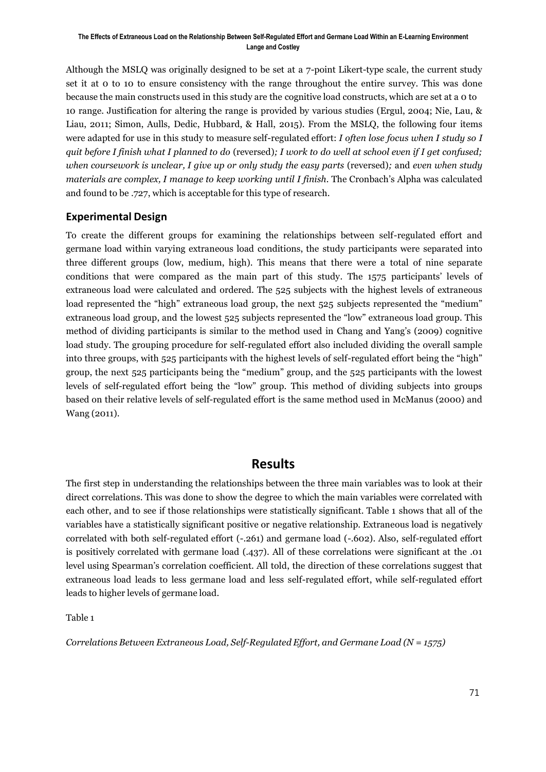Although the MSLQ was originally designed to be set at a 7-point Likert-type scale, the current study set it at 0 to 10 to ensure consistency with the range throughout the entire survey. This was done because the main constructs used in this study are the cognitive load constructs, which are set at a 0 to 10 range. Justification for altering the range is provided by various studies (Ergul, 2004; Nie, Lau, & Liau, 2011; Simon, Aulls, Dedic, Hubbard, & Hall, 2015). From the MSLQ, the following four items were adapted for use in this study to measure self-regulated effort: *I often lose focus when I study so I quit before I finish what I planned to do* (reversed)*; I work to do well at school even if I get confused; when coursework is unclear, I give up or only study the easy parts* (reversed)*;* and *even when study materials are complex, I manage to keep working until I finish*. The Cronbach's Alpha was calculated and found to be .727, which is acceptable for this type of research.

## Experimental Design

To create the different groups for examining the relationships between self-regulated effort and germane load within varying extraneous load conditions, the study participants were separated into three different groups (low, medium, high). This means that there were a total of nine separate conditions that were compared as the main part of this study. The 1575 participants' levels of extraneous load were calculated and ordered. The 525 subjects with the highest levels of extraneous load represented the "high" extraneous load group, the next 525 subjects represented the "medium" extraneous load group, and the lowest 525 subjects represented the "low" extraneous load group. This method of dividing participants is similar to the method used in Chang and Yang's (2009) cognitive load study. The grouping procedure for self-regulated effort also included dividing the overall sample into three groups, with 525 participants with the highest levels of self-regulated effort being the "high" group, the next 525 participants being the "medium" group, and the 525 participants with the lowest levels of self-regulated effort being the "low" group. This method of dividing subjects into groups based on their relative levels of self-regulated effort is the same method used in McManus (2000) and Wang (2011).

# Results

The first step in understanding the relationships between the three main variables was to look at their direct correlations. This was done to show the degree to which the main variables were correlated with each other, and to see if those relationships were statistically significant. Table 1 shows that all of the variables have a statistically significant positive or negative relationship. Extraneous load is negatively correlated with both self-regulated effort (-.261) and germane load (-.602). Also, self-regulated effort is positively correlated with germane load (.437). All of these correlations were significant at the .01 level using Spearman's correlation coefficient. All told, the direction of these correlations suggest that extraneous load leads to less germane load and less self-regulated effort, while self-regulated effort leads to higher levels of germane load.

Table 1

*Correlations Between Extraneous Load, Self-Regulated Effort, and Germane Load (N = 1575)*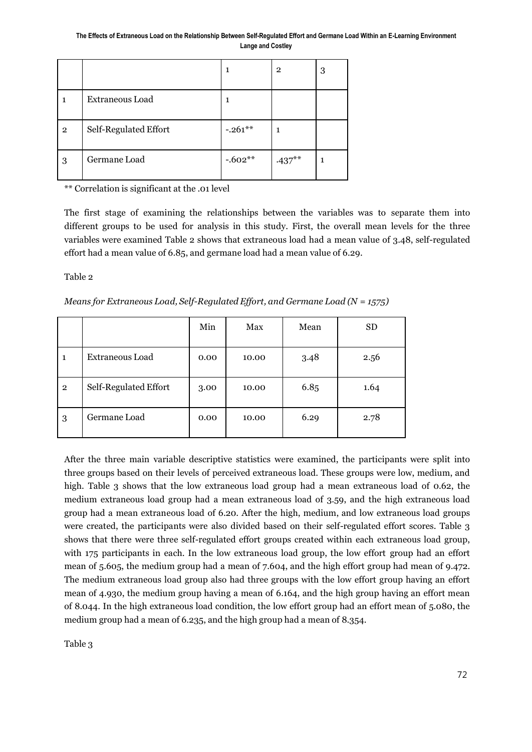| | | 1 | 2 | 3 |
|---|---|---|---|---|
| 1 | Extraneous Load | 1 | | |
| 2 | Self-Regulated Effort | -.261** | 1 | |
| 3 | Germane Load | -.602** | .437** | 1 |

** Correlation is significant at the .01 level

The first stage of examining the relationships between the variables was to separate them into different groups to be used for analysis in this study. First, the overall mean levels for the three variables were examined Table 2 shows that extraneous load had a mean value of 3.48, self-regulated effort had a mean value of 6.85, and germane load had a mean value of 6.29.

Table 2

*Means for Extraneous Load, Self-Regulated Effort, and Germane Load (N = 1575)*

| | | Min | Max | Mean | SD |
|---|---|---|---|---|---|
| 1 | Extraneous Load | 0.00 | 10.00 | 3.48 | 2.56 |
| 2 | Self-Regulated Effort | 3.00 | 10.00 | 6.85 | 1.64 |
| 3 | Germane Load | 0.00 | 10.00 | 6.29 | 2.78 |

After the three main variable descriptive statistics were examined, the participants were split into three groups based on their levels of perceived extraneous load. These groups were low, medium, and high. Table 3 shows that the low extraneous load group had a mean extraneous load of 0.62, the medium extraneous load group had a mean extraneous load of 3.59, and the high extraneous load group had a mean extraneous load of 6.20. After the high, medium, and low extraneous load groups were created, the participants were also divided based on their self-regulated effort scores. Table 3 shows that there were three self-regulated effort groups created within each extraneous load group, with 175 participants in each. In the low extraneous load group, the low effort group had an effort mean of 5.605, the medium group had a mean of 7.604, and the high effort group had mean of 9.472. The medium extraneous load group also had three groups with the low effort group having an effort mean of 4.930, the medium group having a mean of 6.164, and the high group having an effort mean of 8.044. In the high extraneous load condition, the low effort group had an effort mean of 5.080, the medium group had a mean of 6.235, and the high group had a mean of 8.354.

Table 3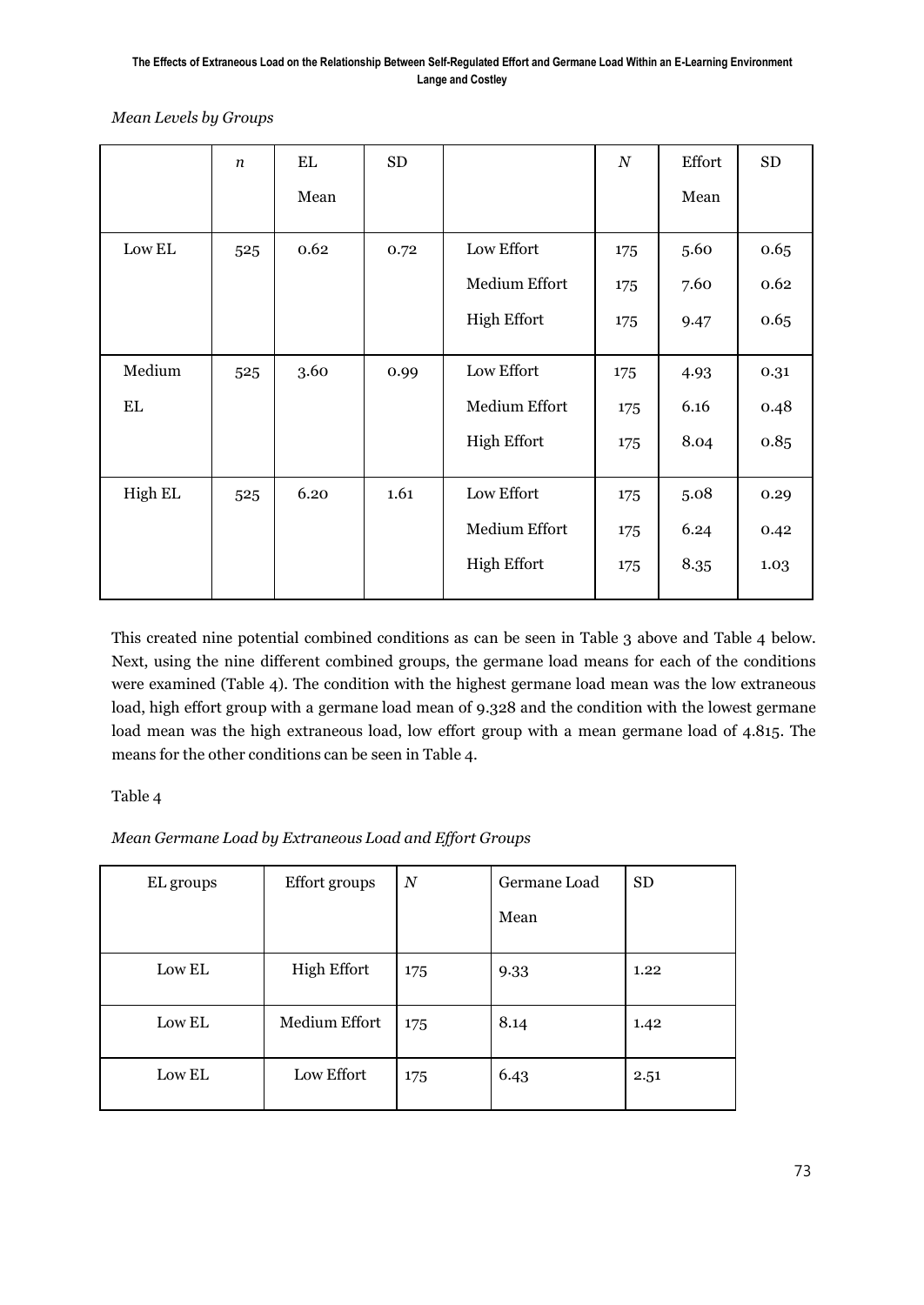*Mean Levels by Groups*

| | $n$ | EL Mean | SD | | $N$ | Effort Mean | SD |
|---|---|---|---|---|---|---|---|
| Low EL | 525 | 0.62 | 0.72 | Low Effort | 175 | 5.60 | 0.65 |
| | | | | Medium Effort | 175 | 7.60 | 0.62 |
| | | | | High Effort | 175 | 9.47 | 0.65 |
| Medium EL | 525 | 3.60 | 0.99 | Low Effort | 175 | 4.93 | 0.31 |
| | | | | Medium Effort | 175 | 6.16 | 0.48 |
| | | | | High Effort | 175 | 8.04 | 0.85 |
| High EL | 525 | 6.20 | 1.61 | Low Effort | 175 | 5.08 | 0.29 |
| | | | | Medium Effort | 175 | 6.24 | 0.42 |
| | | | | High Effort | 175 | 8.35 | 1.03 |

This created nine potential combined conditions as can be seen in Table 3 above and Table 4 below. Next, using the nine different combined groups, the germane load means for each of the conditions were examined (Table 4). The condition with the highest germane load mean was the low extraneous load, high effort group with a germane load mean of 9.328 and the condition with the lowest germane load mean was the high extraneous load, low effort group with a mean germane load of 4.815. The means for the other conditions can be seen in Table 4.

Table 4

*Mean Germane Load by Extraneous Load and Effort Groups*

| EL groups | Effort groups | $N$ | Germane Load Mean | SD |
|---|---|---|---|---|
| Low EL | High Effort | 175 | 9.33 | 1.22 |
| Low EL | Medium Effort | 175 | 8.14 | 1.42 |
| Low EL | Low Effort | 175 | 6.43 | 2.51 |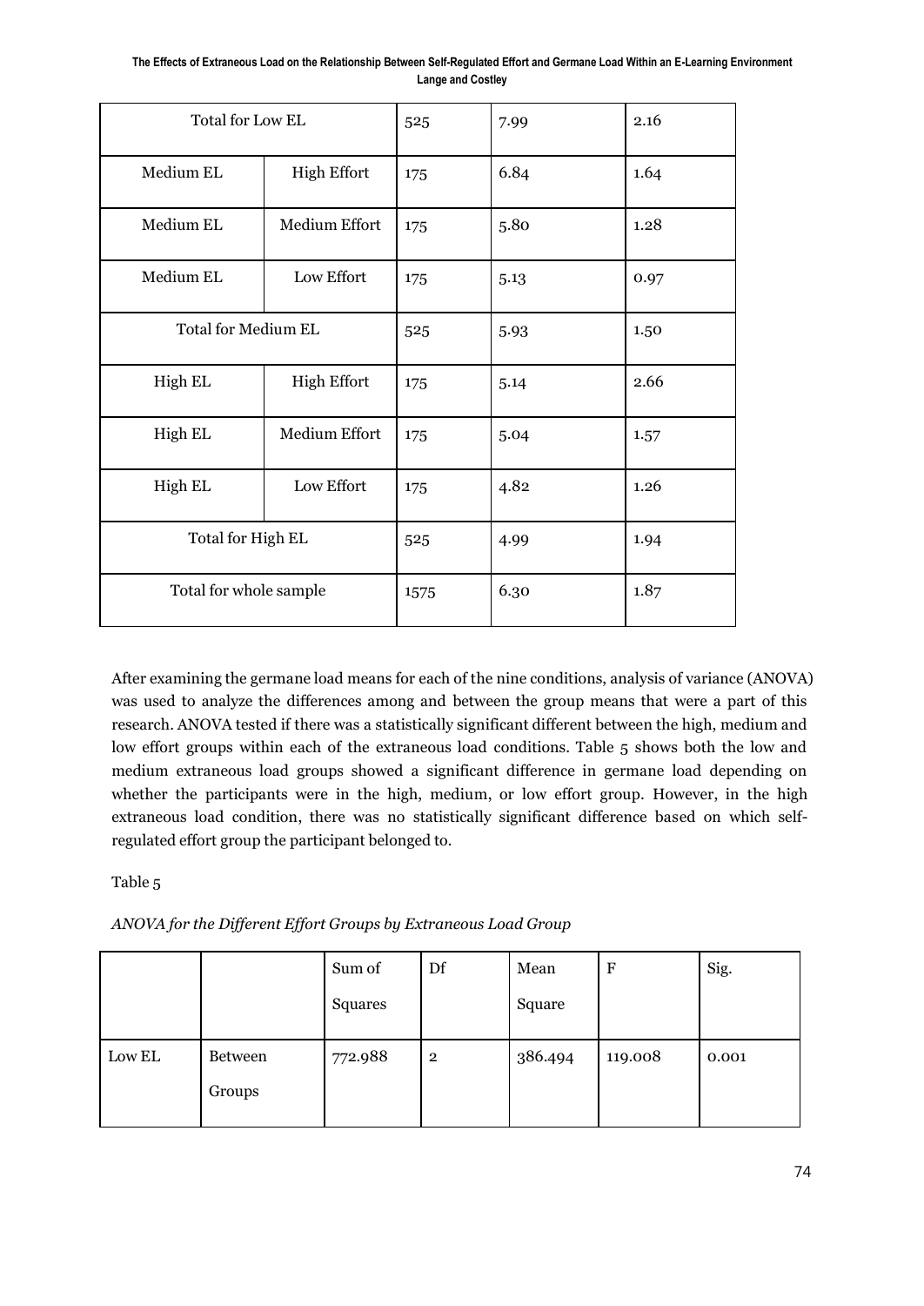| Total for Low EL | | 525 | 7.99 | 2.16 |
|---|---|---|---|---|
| Medium EL | High Effort | 175 | 6.84 | 1.64 |
| Medium EL | Medium Effort | 175 | 5.80 | 1.28 |
| Medium EL | Low Effort | 175 | 5.13 | 0.97 |
| Total for Medium EL | | 525 | 5.93 | 1.50 |
| High EL | High Effort | 175 | 5.14 | 2.66 |
| High EL | Medium Effort | 175 | 5.04 | 1.57 |
| High EL | Low Effort | 175 | 4.82 | 1.26 |
| Total for High EL | | 525 | 4.99 | 1.94 |
| Total for whole sample | | 1575 | 6.30 | 1.87 |

After examining the germane load means for each of the nine conditions, analysis of variance (ANOVA) was used to analyze the differences among and between the group means that were a part of this research. ANOVA tested if there was a statistically significant different between the high, medium and low effort groups within each of the extraneous load conditions. Table 5 shows both the low and medium extraneous load groups showed a significant difference in germane load depending on whether the participants were in the high, medium, or low effort group. However, in the high extraneous load condition, there was no statistically significant difference based on which self-regulated effort group the participant belonged to.

Table 5

*ANOVA for the Different Effort Groups by Extraneous Load Group*

| | | Sum of Squares | Df | Mean Square | F | Sig. |
|---|---|---|---|---|---|---|
| Low EL | Between Groups | 772.988 | 2 | 386.494 | 119.008 | 0.001 |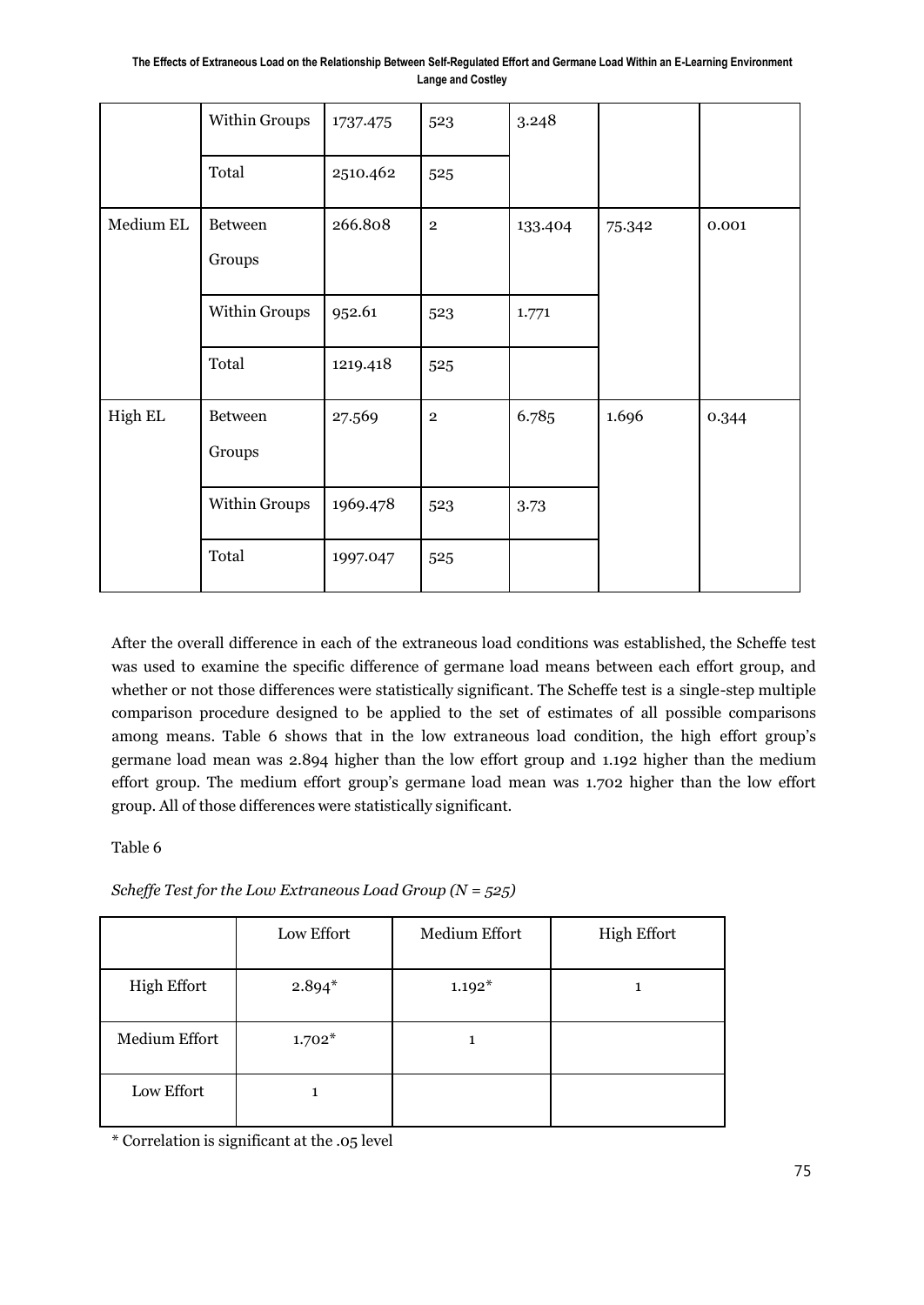|  | Within Groups | 1737.475 | 523 | 3.248 |  |  |
|---|---|---|---|---|---|---|
|  | Total | 2510.462 | 525 |  |  |  |
| Medium EL | Between Groups | 266.808 | 2 | 133.404 | 75.342 | 0.001 |
|  | Within Groups | 952.61 | 523 | 1.771 |  |  |
|  | Total | 1219.418 | 525 |  |  |  |
| High EL | Between Groups | 27.569 | 2 | 6.785 | 1.696 | 0.344 |
|  | Within Groups | 1969.478 | 523 | 3.73 |  |  |
|  | Total | 1997.047 | 525 |  |  |  |

After the overall difference in each of the extraneous load conditions was established, the Scheffe test was used to examine the specific difference of germane load means between each effort group, and whether or not those differences were statistically significant. The Scheffe test is a single-step multiple comparison procedure designed to be applied to the set of estimates of all possible comparisons among means. Table 6 shows that in the low extraneous load condition, the high effort group's germane load mean was 2.894 higher than the low effort group and 1.192 higher than the medium effort group. The medium effort group's germane load mean was 1.702 higher than the low effort group. All of those differences were statistically significant.

Table 6

*Scheffe Test for the Low Extraneous Load Group (N = 525)*

|  | Low Effort | Medium Effort | High Effort |
|---|---|---|---|
| High Effort | 2.894* | 1.192* | 1 |
| Medium Effort | 1.702* | 1 |  |
| Low Effort | 1 |  |  |

* Correlation is significant at the .05 level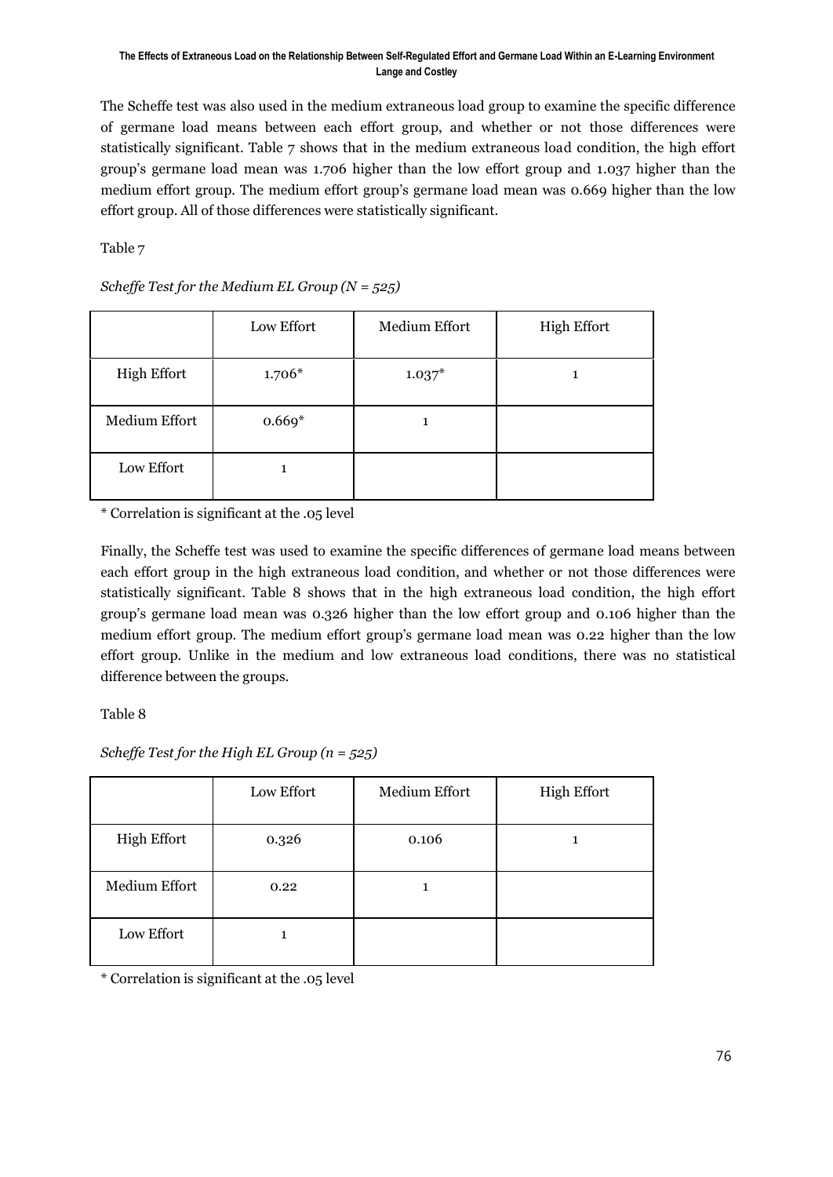The Scheffe test was also used in the medium extraneous load group to examine the specific difference of germane load means between each effort group, and whether or not those differences were statistically significant. Table 7 shows that in the medium extraneous load condition, the high effort group's germane load mean was 1.706 higher than the low effort group and 1.037 higher than the medium effort group. The medium effort group's germane load mean was 0.669 higher than the low effort group. All of those differences were statistically significant.

Table 7

*Scheffe Test for the Medium EL Group (N = 525)*

| | Low Effort | Medium Effort | High Effort |
|---|---|---|---|
| High Effort | 1.706* | 1.037* | 1 |
| Medium Effort | 0.669* | 1 | |
| Low Effort | 1 | | |

\* Correlation is significant at the .05 level

Finally, the Scheffe test was used to examine the specific differences of germane load means between each effort group in the high extraneous load condition, and whether or not those differences were statistically significant. Table 8 shows that in the high extraneous load condition, the high effort group's germane load mean was 0.326 higher than the low effort group and 0.106 higher than the medium effort group. The medium effort group's germane load mean was 0.22 higher than the low effort group. Unlike in the medium and low extraneous load conditions, there was no statistical difference between the groups.

Table 8

*Scheffe Test for the High EL Group (n = 525)*

| | Low Effort | Medium Effort | High Effort |
|---|---|---|---|
| High Effort | 0.326 | 0.106 | 1 |
| Medium Effort | 0.22 | 1 | |
| Low Effort | 1 | | |

\* Correlation is significant at the .05 level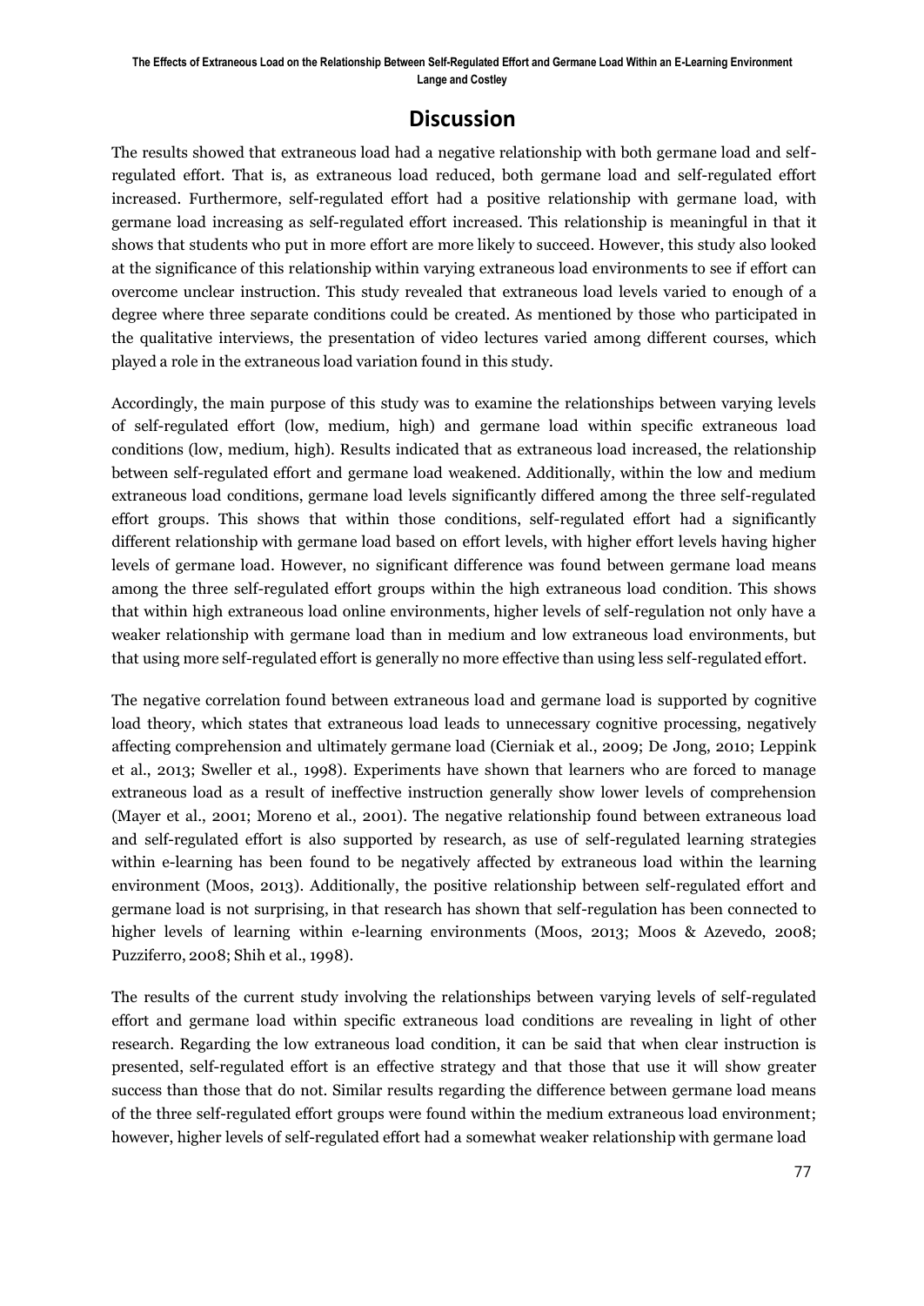## Discussion

The results showed that extraneous load had a negative relationship with both germane load and self-regulated effort. That is, as extraneous load reduced, both germane load and self-regulated effort increased. Furthermore, self-regulated effort had a positive relationship with germane load, with germane load increasing as self-regulated effort increased. This relationship is meaningful in that it shows that students who put in more effort are more likely to succeed. However, this study also looked at the significance of this relationship within varying extraneous load environments to see if effort can overcome unclear instruction. This study revealed that extraneous load levels varied to enough of a degree where three separate conditions could be created. As mentioned by those who participated in the qualitative interviews, the presentation of video lectures varied among different courses, which played a role in the extraneous load variation found in this study.

Accordingly, the main purpose of this study was to examine the relationships between varying levels of self-regulated effort (low, medium, high) and germane load within specific extraneous load conditions (low, medium, high). Results indicated that as extraneous load increased, the relationship between self-regulated effort and germane load weakened. Additionally, within the low and medium extraneous load conditions, germane load levels significantly differed among the three self-regulated effort groups. This shows that within those conditions, self-regulated effort had a significantly different relationship with germane load based on effort levels, with higher effort levels having higher levels of germane load. However, no significant difference was found between germane load means among the three self-regulated effort groups within the high extraneous load condition. This shows that within high extraneous load online environments, higher levels of self-regulation not only have a weaker relationship with germane load than in medium and low extraneous load environments, but that using more self-regulated effort is generally no more effective than using less self-regulated effort.

The negative correlation found between extraneous load and germane load is supported by cognitive load theory, which states that extraneous load leads to unnecessary cognitive processing, negatively affecting comprehension and ultimately germane load (Cierniak et al., 2009; De Jong, 2010; Leppink et al., 2013; Sweller et al., 1998). Experiments have shown that learners who are forced to manage extraneous load as a result of ineffective instruction generally show lower levels of comprehension (Mayer et al., 2001; Moreno et al., 2001). The negative relationship found between extraneous load and self-regulated effort is also supported by research, as use of self-regulated learning strategies within e-learning has been found to be negatively affected by extraneous load within the learning environment (Moos, 2013). Additionally, the positive relationship between self-regulated effort and germane load is not surprising, in that research has shown that self-regulation has been connected to higher levels of learning within e-learning environments (Moos, 2013; Moos & Azevedo, 2008; Puzziferro, 2008; Shih et al., 1998).

The results of the current study involving the relationships between varying levels of self-regulated effort and germane load within specific extraneous load conditions are revealing in light of other research. Regarding the low extraneous load condition, it can be said that when clear instruction is presented, self-regulated effort is an effective strategy and that those that use it will show greater success than those that do not. Similar results regarding the difference between germane load means of the three self-regulated effort groups were found within the medium extraneous load environment; however, higher levels of self-regulated effort had a somewhat weaker relationship with germane load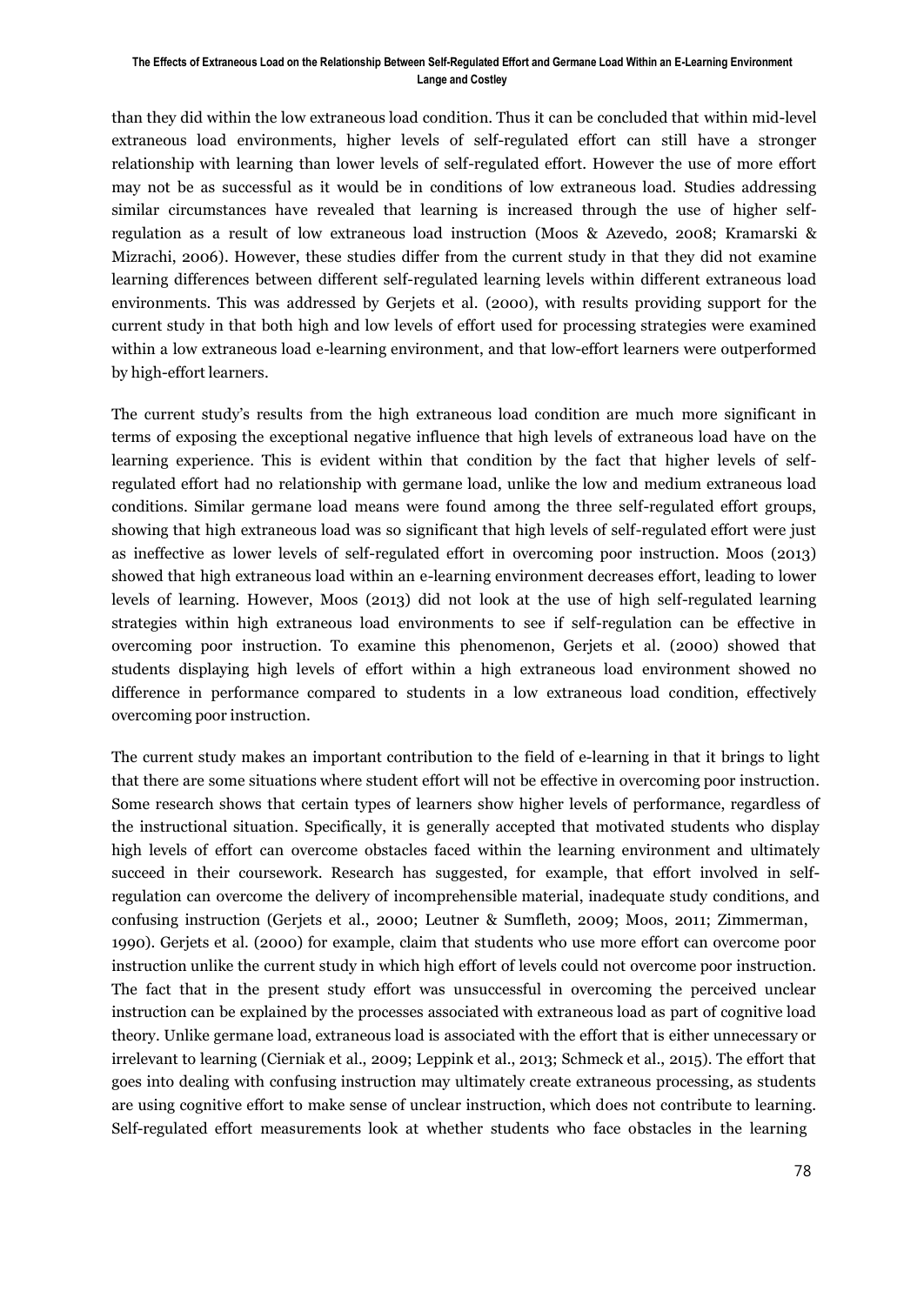than they did within the low extraneous load condition. Thus it can be concluded that within mid-level extraneous load environments, higher levels of self-regulated effort can still have a stronger relationship with learning than lower levels of self-regulated effort. However the use of more effort may not be as successful as it would be in conditions of low extraneous load. Studies addressing similar circumstances have revealed that learning is increased through the use of higher self-regulation as a result of low extraneous load instruction (Moos & Azevedo, 2008; Kramarski & Mizrachi, 2006). However, these studies differ from the current study in that they did not examine learning differences between different self-regulated learning levels within different extraneous load environments. This was addressed by Gerjets et al. (2000), with results providing support for the current study in that both high and low levels of effort used for processing strategies were examined within a low extraneous load e-learning environment, and that low-effort learners were outperformed by high-effort learners.

The current study's results from the high extraneous load condition are much more significant in terms of exposing the exceptional negative influence that high levels of extraneous load have on the learning experience. This is evident within that condition by the fact that higher levels of self-regulated effort had no relationship with germane load, unlike the low and medium extraneous load conditions. Similar germane load means were found among the three self-regulated effort groups, showing that high extraneous load was so significant that high levels of self-regulated effort were just as ineffective as lower levels of self-regulated effort in overcoming poor instruction. Moos (2013) showed that high extraneous load within an e-learning environment decreases effort, leading to lower levels of learning. However, Moos (2013) did not look at the use of high self-regulated learning strategies within high extraneous load environments to see if self-regulation can be effective in overcoming poor instruction. To examine this phenomenon, Gerjets et al. (2000) showed that students displaying high levels of effort within a high extraneous load environment showed no difference in performance compared to students in a low extraneous load condition, effectively overcoming poor instruction.

The current study makes an important contribution to the field of e-learning in that it brings to light that there are some situations where student effort will not be effective in overcoming poor instruction. Some research shows that certain types of learners show higher levels of performance, regardless of the instructional situation. Specifically, it is generally accepted that motivated students who display high levels of effort can overcome obstacles faced within the learning environment and ultimately succeed in their coursework. Research has suggested, for example, that effort involved in self-regulation can overcome the delivery of incomprehensible material, inadequate study conditions, and confusing instruction (Gerjets et al., 2000; Leutner & Sumfleth, 2009; Moos, 2011; Zimmerman, 1990). Gerjets et al. (2000) for example, claim that students who use more effort can overcome poor instruction unlike the current study in which high effort of levels could not overcome poor instruction. The fact that in the present study effort was unsuccessful in overcoming the perceived unclear instruction can be explained by the processes associated with extraneous load as part of cognitive load theory. Unlike germane load, extraneous load is associated with the effort that is either unnecessary or irrelevant to learning (Cierniak et al., 2009; Leppink et al., 2013; Schmeck et al., 2015). The effort that goes into dealing with confusing instruction may ultimately create extraneous processing, as students are using cognitive effort to make sense of unclear instruction, which does not contribute to learning. Self-regulated effort measurements look at whether students who face obstacles in the learning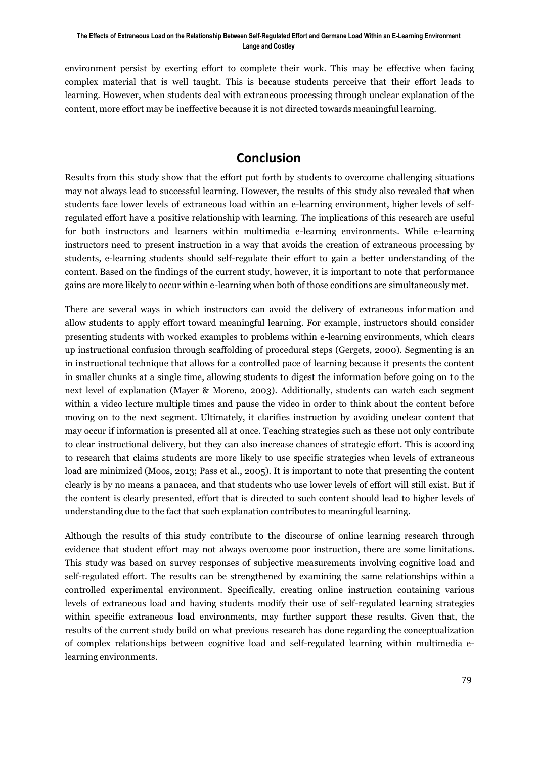environment persist by exerting effort to complete their work. This may be effective when facing complex material that is well taught. This is because students perceive that their effort leads to learning. However, when students deal with extraneous processing through unclear explanation of the content, more effort may be ineffective because it is not directed towards meaningful learning.

## Conclusion

Results from this study show that the effort put forth by students to overcome challenging situations may not always lead to successful learning. However, the results of this study also revealed that when students face lower levels of extraneous load within an e-learning environment, higher levels of self-regulated effort have a positive relationship with learning. The implications of this research are useful for both instructors and learners within multimedia e-learning environments. While e-learning instructors need to present instruction in a way that avoids the creation of extraneous processing by students, e-learning students should self-regulate their effort to gain a better understanding of the content. Based on the findings of the current study, however, it is important to note that performance gains are more likely to occur within e-learning when both of those conditions are simultaneously met.

There are several ways in which instructors can avoid the delivery of extraneous information and allow students to apply effort toward meaningful learning. For example, instructors should consider presenting students with worked examples to problems within e-learning environments, which clears up instructional confusion through scaffolding of procedural steps (Gergets, 2000). Segmenting is an in instructional technique that allows for a controlled pace of learning because it presents the content in smaller chunks at a single time, allowing students to digest the information before going on to the next level of explanation (Mayer & Moreno, 2003). Additionally, students can watch each segment within a video lecture multiple times and pause the video in order to think about the content before moving on to the next segment. Ultimately, it clarifies instruction by avoiding unclear content that may occur if information is presented all at once. Teaching strategies such as these not only contribute to clear instructional delivery, but they can also increase chances of strategic effort. This is according to research that claims students are more likely to use specific strategies when levels of extraneous load are minimized (Moos, 2013; Pass et al., 2005). It is important to note that presenting the content clearly is by no means a panacea, and that students who use lower levels of effort will still exist. But if the content is clearly presented, effort that is directed to such content should lead to higher levels of understanding due to the fact that such explanation contributes to meaningful learning.

Although the results of this study contribute to the discourse of online learning research through evidence that student effort may not always overcome poor instruction, there are some limitations. This study was based on survey responses of subjective measurements involving cognitive load and self-regulated effort. The results can be strengthened by examining the same relationships within a controlled experimental environment. Specifically, creating online instruction containing various levels of extraneous load and having students modify their use of self-regulated learning strategies within specific extraneous load environments, may further support these results. Given that, the results of the current study build on what previous research has done regarding the conceptualization of complex relationships between cognitive load and self-regulated learning within multimedia e-learning environments.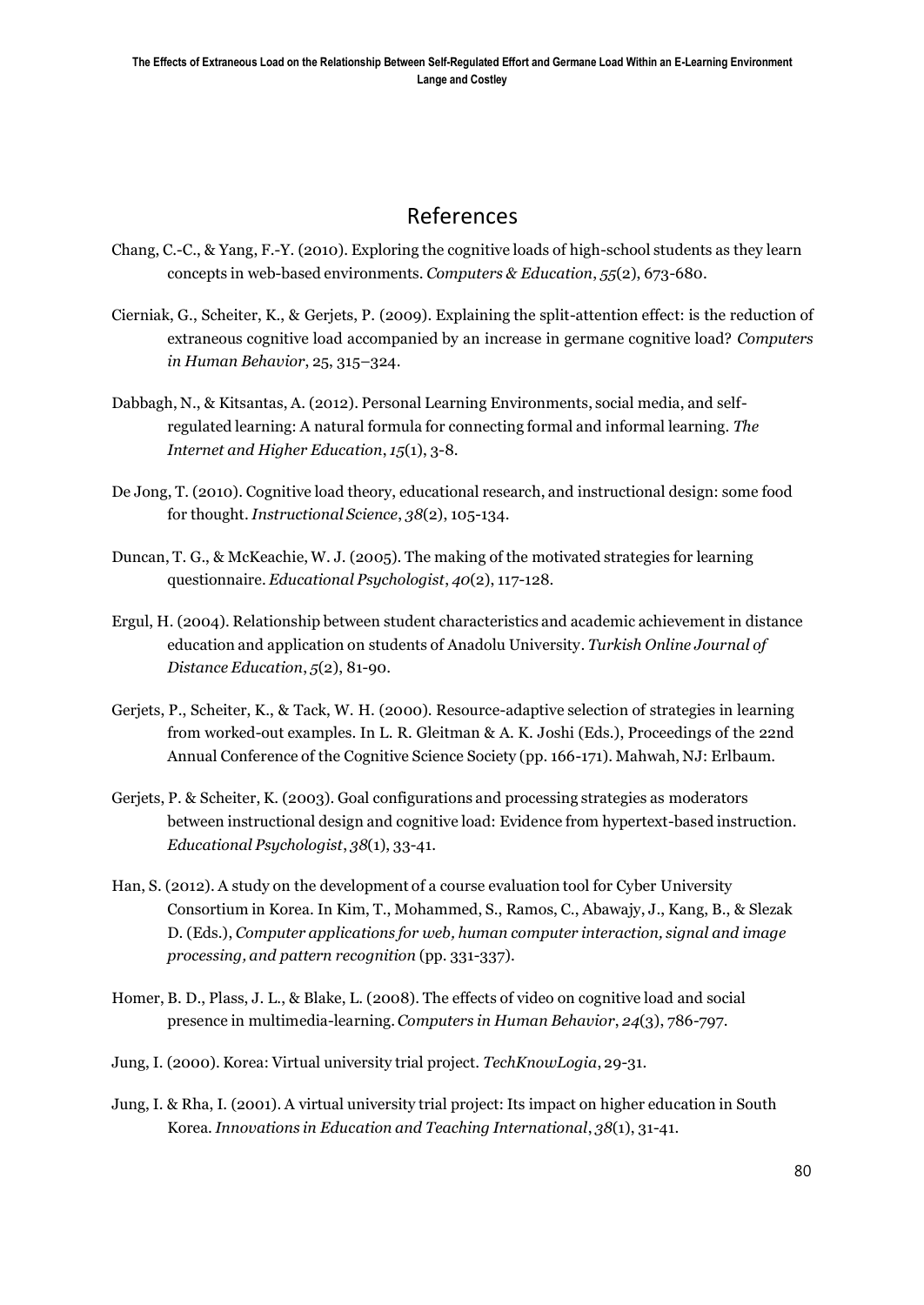# References

Chang, C.-C., & Yang, F.-Y. (2010). Exploring the cognitive loads of high-school students as they learn concepts in web-based environments. *Computers & Education*, *55*(2), 673-680.

Cierniak, G., Scheiter, K., & Gerjets, P. (2009). Explaining the split-attention effect: is the reduction of extraneous cognitive load accompanied by an increase in germane cognitive load? *Computers in Human Behavior*, 25, 315–324.

Dabbagh, N., & Kitsantas, A. (2012). Personal Learning Environments, social media, and self-regulated learning: A natural formula for connecting formal and informal learning. *The Internet and Higher Education*, *15*(1), 3-8.

De Jong, T. (2010). Cognitive load theory, educational research, and instructional design: some food for thought. *Instructional Science*, *38*(2), 105-134.

Duncan, T. G., & McKeachie, W. J. (2005). The making of the motivated strategies for learning questionnaire. *Educational Psychologist*, *40*(2), 117-128.

Ergul, H. (2004). Relationship between student characteristics and academic achievement in distance education and application on students of Anadolu University. *Turkish Online Journal of Distance Education*, *5*(2), 81-90.

Gerjets, P., Scheiter, K., & Tack, W. H. (2000). Resource-adaptive selection of strategies in learning from worked-out examples. In L. R. Gleitman & A. K. Joshi (Eds.), Proceedings of the 22nd Annual Conference of the Cognitive Science Society (pp. 166-171). Mahwah, NJ: Erlbaum.

Gerjets, P. & Scheiter, K. (2003). Goal configurations and processing strategies as moderators between instructional design and cognitive load: Evidence from hypertext-based instruction. *Educational Psychologist*, *38*(1), 33-41.

Han, S. (2012). A study on the development of a course evaluation tool for Cyber University Consortium in Korea. In Kim, T., Mohammed, S., Ramos, C., Abawajy, J., Kang, B., & Slezak D. (Eds.), *Computer applications for web, human computer interaction, signal and image processing, and pattern recognition* (pp. 331-337).

Homer, B. D., Plass, J. L., & Blake, L. (2008). The effects of video on cognitive load and social presence in multimedia-learning. *Computers in Human Behavior*, *24*(3), 786-797.

Jung, I. (2000). Korea: Virtual university trial project. *TechKnowLogia*, 29-31.

Jung, I. & Rha, I. (2001). A virtual university trial project: Its impact on higher education in South Korea. *Innovations in Education and Teaching International*, *38*(1), 31-41.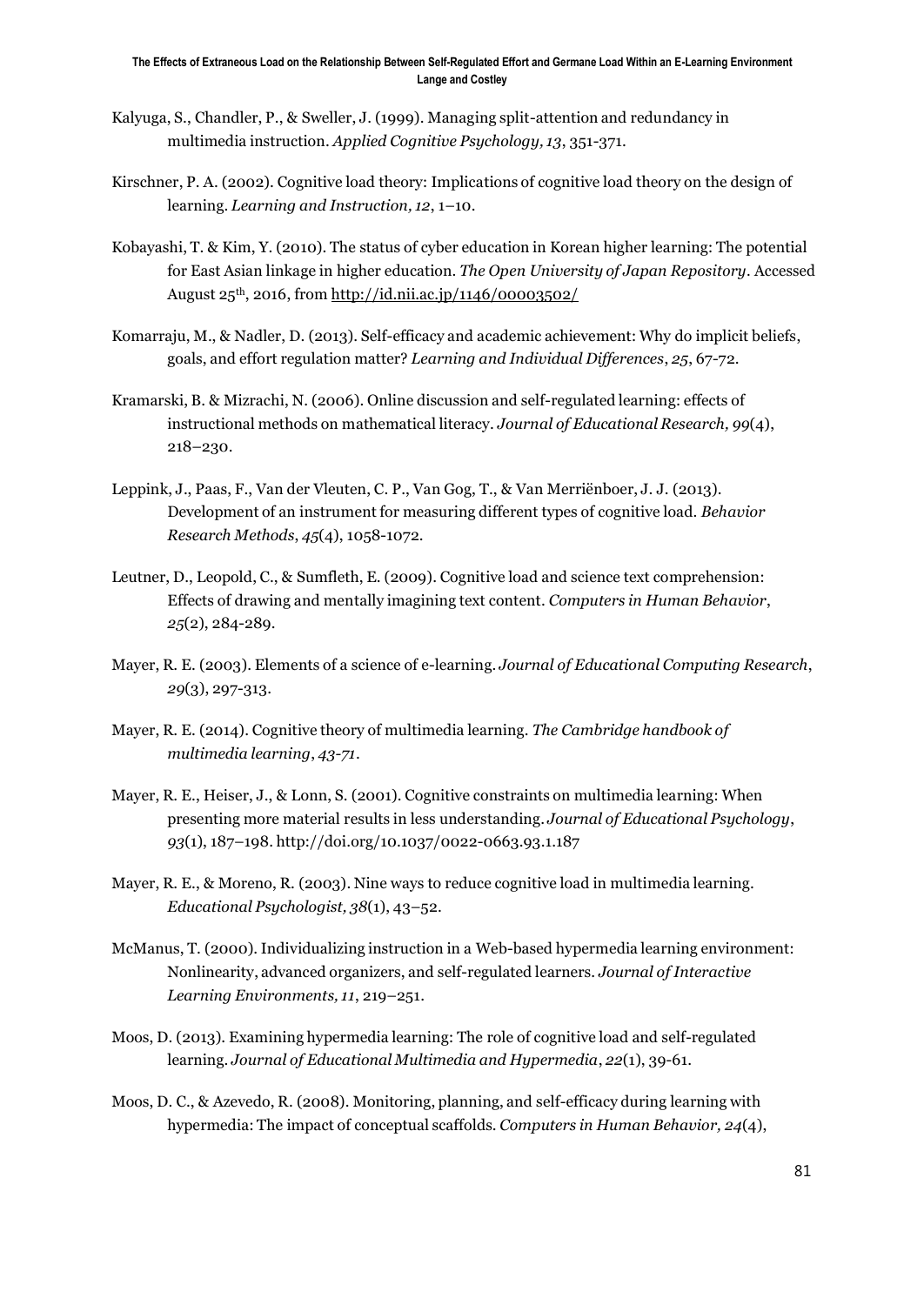Kalyuga, S., Chandler, P., & Sweller, J. (1999). Managing split-attention and redundancy in multimedia instruction. *Applied Cognitive Psychology, 13*, 351-371.

Kirschner, P. A. (2002). Cognitive load theory: Implications of cognitive load theory on the design of learning. *Learning and Instruction, 12*, 1–10.

Kobayashi, T. & Kim, Y. (2010). The status of cyber education in Korean higher learning: The potential for East Asian linkage in higher education. *The Open University of Japan Repository*. Accessed August 25th, 2016, from http://id.nii.ac.jp/1146/00003502/

Komarraju, M., & Nadler, D. (2013). Self-efficacy and academic achievement: Why do implicit beliefs, goals, and effort regulation matter? *Learning and Individual Differences*, *25*, 67-72.

Kramarski, B. & Mizrachi, N. (2006). Online discussion and self-regulated learning: effects of instructional methods on mathematical literacy. *Journal of Educational Research, 99*(4), 218–230.

Leppink, J., Paas, F., Van der Vleuten, C. P., Van Gog, T., & Van Merriënboer, J. J. (2013). Development of an instrument for measuring different types of cognitive load. *Behavior Research Methods*, *45*(4), 1058-1072.

Leutner, D., Leopold, C., & Sumfleth, E. (2009). Cognitive load and science text comprehension: Effects of drawing and mentally imagining text content. *Computers in Human Behavior*, *25*(2), 284-289.

Mayer, R. E. (2003). Elements of a science of e-learning. *Journal of Educational Computing Research*, *29*(3), 297-313.

Mayer, R. E. (2014). Cognitive theory of multimedia learning. *The Cambridge handbook of multimedia learning*, *43-71*.

Mayer, R. E., Heiser, J., & Lonn, S. (2001). Cognitive constraints on multimedia learning: When presenting more material results in less understanding. *Journal of Educational Psychology*, *93*(1), 187–198. http://doi.org/10.1037/0022-0663.93.1.187

Mayer, R. E., & Moreno, R. (2003). Nine ways to reduce cognitive load in multimedia learning. *Educational Psychologist, 38*(1), 43–52.

McManus, T. (2000). Individualizing instruction in a Web-based hypermedia learning environment: Nonlinearity, advanced organizers, and self-regulated learners. *Journal of Interactive Learning Environments, 11*, 219–251.

Moos, D. (2013). Examining hypermedia learning: The role of cognitive load and self-regulated learning. *Journal of Educational Multimedia and Hypermedia*, *22*(1), 39-61.

Moos, D. C., & Azevedo, R. (2008). Monitoring, planning, and self-efficacy during learning with hypermedia: The impact of conceptual scaffolds. *Computers in Human Behavior, 24*(4),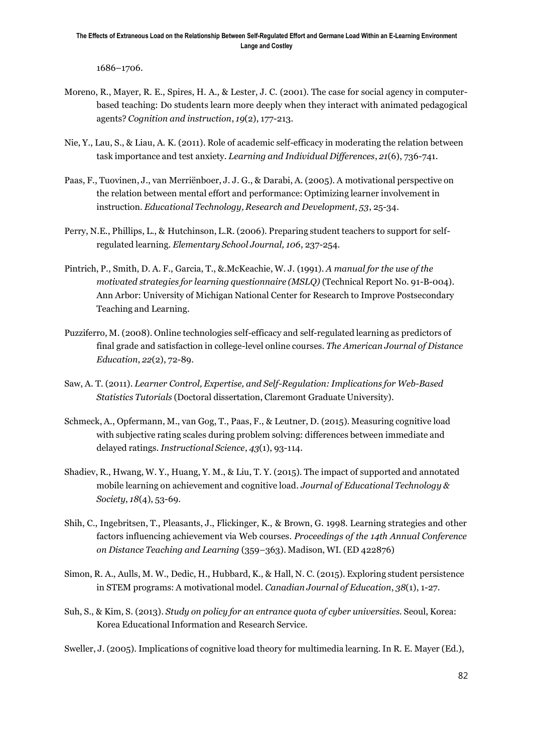1686–1706.

Moreno, R., Mayer, R. E., Spires, H. A., & Lester, J. C. (2001). The case for social agency in computer-based teaching: Do students learn more deeply when they interact with animated pedagogical agents? *Cognition and instruction*, *19*(2), 177-213.

Nie, Y., Lau, S., & Liau, A. K. (2011). Role of academic self-efficacy in moderating the relation between task importance and test anxiety. *Learning and Individual Differences*, *21*(6), 736-741.

Paas, F., Tuovinen, J., van Merriënboer, J. J. G., & Darabi, A. (2005). A motivational perspective on the relation between mental effort and performance: Optimizing learner involvement in instruction. *Educational Technology, Research and Development, 53*, 25-34.

Perry, N.E., Phillips, L., & Hutchinson, L.R. (2006). Preparing student teachers to support for self-regulated learning. *Elementary School Journal, 106*, 237-254.

Pintrich, P., Smith, D. A. F., Garcia, T., &.McKeachie, W. J. (1991). *A manual for the use of the motivated strategies for learning questionnaire (MSLQ)* (Technical Report No. 91-B-004). Ann Arbor: University of Michigan National Center for Research to Improve Postsecondary Teaching and Learning.

Puzziferro, M. (2008). Online technologies self-efficacy and self-regulated learning as predictors of final grade and satisfaction in college-level online courses. *The American Journal of Distance Education*, *22*(2), 72-89.

Saw, A. T. (2011). *Learner Control, Expertise, and Self-Regulation: Implications for Web-Based Statistics Tutorials* (Doctoral dissertation, Claremont Graduate University).

Schmeck, A., Opfermann, M., van Gog, T., Paas, F., & Leutner, D. (2015). Measuring cognitive load with subjective rating scales during problem solving: differences between immediate and delayed ratings. *Instructional Science*, *43*(1), 93-114.

Shadiev, R., Hwang, W. Y., Huang, Y. M., & Liu, T. Y. (2015). The impact of supported and annotated mobile learning on achievement and cognitive load. *Journal of Educational Technology & Society*, *18*(4), 53-69.

Shih, C., Ingebritsen, T., Pleasants, J., Flickinger, K., & Brown, G. 1998. Learning strategies and other factors influencing achievement via Web courses. *Proceedings of the 14th Annual Conference on Distance Teaching and Learning* (359–363). Madison, WI. (ED 422876)

Simon, R. A., Aulls, M. W., Dedic, H., Hubbard, K., & Hall, N. C. (2015). Exploring student persistence in STEM programs: A motivational model. *Canadian Journal of Education*, *38*(1), 1-27.

Suh, S., & Kim, S. (2013). *Study on policy for an entrance quota of cyber universities.* Seoul, Korea: Korea Educational Information and Research Service.

Sweller, J. (2005). Implications of cognitive load theory for multimedia learning. In R. E. Mayer (Ed.),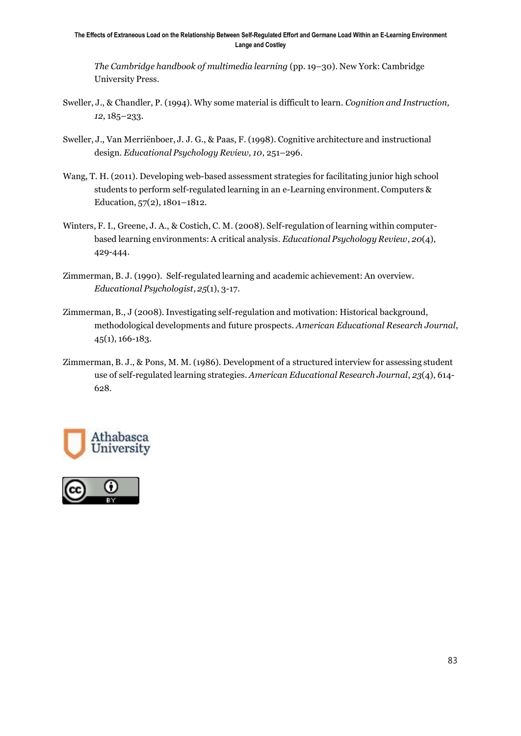*The Cambridge handbook of multimedia learning* (pp. 19–30). New York: Cambridge University Press.

Sweller, J., & Chandler, P. (1994). Why some material is difficult to learn. *Cognition and Instruction, 12*, 185–233.

Sweller, J., Van Merriënboer, J. J. G., & Paas, F. (1998). Cognitive architecture and instructional design. *Educational Psychology Review, 10*, 251–296.

Wang, T. H. (2011). Developing web-based assessment strategies for facilitating junior high school students to perform self-regulated learning in an e-Learning environment. Computers & Education, 57(2), 1801–1812.

Winters, F. I., Greene, J. A., & Costich, C. M. (2008). Self-regulation of learning within computer-based learning environments: A critical analysis. *Educational Psychology Review*, *20*(4), 429-444.

Zimmerman, B. J. (1990). Self-regulated learning and academic achievement: An overview. *Educational Psychologist*, *25*(1), 3-17.

Zimmerman, B., J (2008). Investigating self-regulation and motivation: Historical background, methodological developments and future prospects. *American Educational Research Journal*, 45(1), 166-183.

Zimmerman, B. J., & Pons, M. M. (1986). Development of a structured interview for assessing student use of self-regulated learning strategies. *American Educational Research Journal*, *23*(4), 614-628.